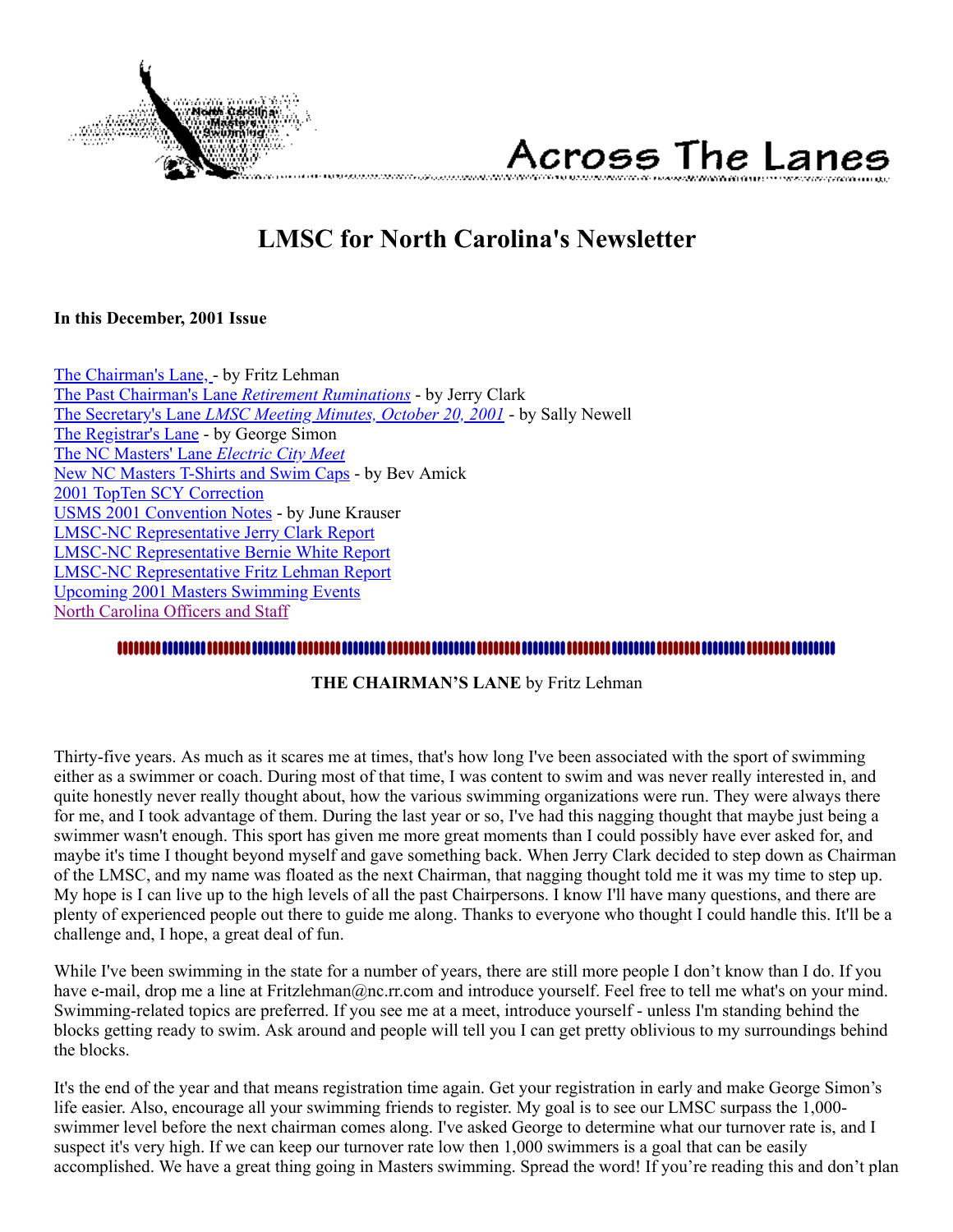Across The Lanes

# LMSC for North Carolina's Newsletter

**In this December, 2001 Issue**

The Chairman's Lane, - by Fritz Lehman
The Past Chairman's Lane *Retirement Ruminations* - by Jerry Clark
The Secretary's Lane *LMSC Meeting Minutes, October 20, 2001* - by Sally Newell
The Registrar's Lane - by George Simon
The NC Masters' Lane *Electric City Meet*
New NC Masters T-Shirts and Swim Caps - by Bev Amick
2001 TopTen SCY Correction
USMS 2001 Convention Notes - by June Krauser
LMSC-NC Representative Jerry Clark Report
LMSC-NC Representative Bernie White Report
LMSC-NC Representative Fritz Lehman Report
Upcoming 2001 Masters Swimming Events
North Carolina Officers and Staff

**THE CHAIRMAN'S LANE** by Fritz Lehman

Thirty-five years. As much as it scares me at times, that's how long I've been associated with the sport of swimming either as a swimmer or coach. During most of that time, I was content to swim and was never really interested in, and quite honestly never really thought about, how the various swimming organizations were run. They were always there for me, and I took advantage of them. During the last year or so, I've had this nagging thought that maybe just being a swimmer wasn't enough. This sport has given me more great moments than I could possibly have ever asked for, and maybe it's time I thought beyond myself and gave something back. When Jerry Clark decided to step down as Chairman of the LMSC, and my name was floated as the next Chairman, that nagging thought told me it was my time to step up. My hope is I can live up to the high levels of all the past Chairpersons. I know I'll have many questions, and there are plenty of experienced people out there to guide me along. Thanks to everyone who thought I could handle this. It'll be a challenge and, I hope, a great deal of fun.

While I've been swimming in the state for a number of years, there are still more people I don't know than I do. If you have e-mail, drop me a line at Fritzlehman@nc.rr.com and introduce yourself. Feel free to tell me what's on your mind. Swimming-related topics are preferred. If you see me at a meet, introduce yourself - unless I'm standing behind the blocks getting ready to swim. Ask around and people will tell you I can get pretty oblivious to my surroundings behind the blocks.

It's the end of the year and that means registration time again. Get your registration in early and make George Simon's life easier. Also, encourage all your swimming friends to register. My goal is to see our LMSC surpass the 1,000-swimmer level before the next chairman comes along. I've asked George to determine what our turnover rate is, and I suspect it's very high. If we can keep our turnover rate low then 1,000 swimmers is a goal that can be easily accomplished. We have a great thing going in Masters swimming. Spread the word! If you're reading this and don't plan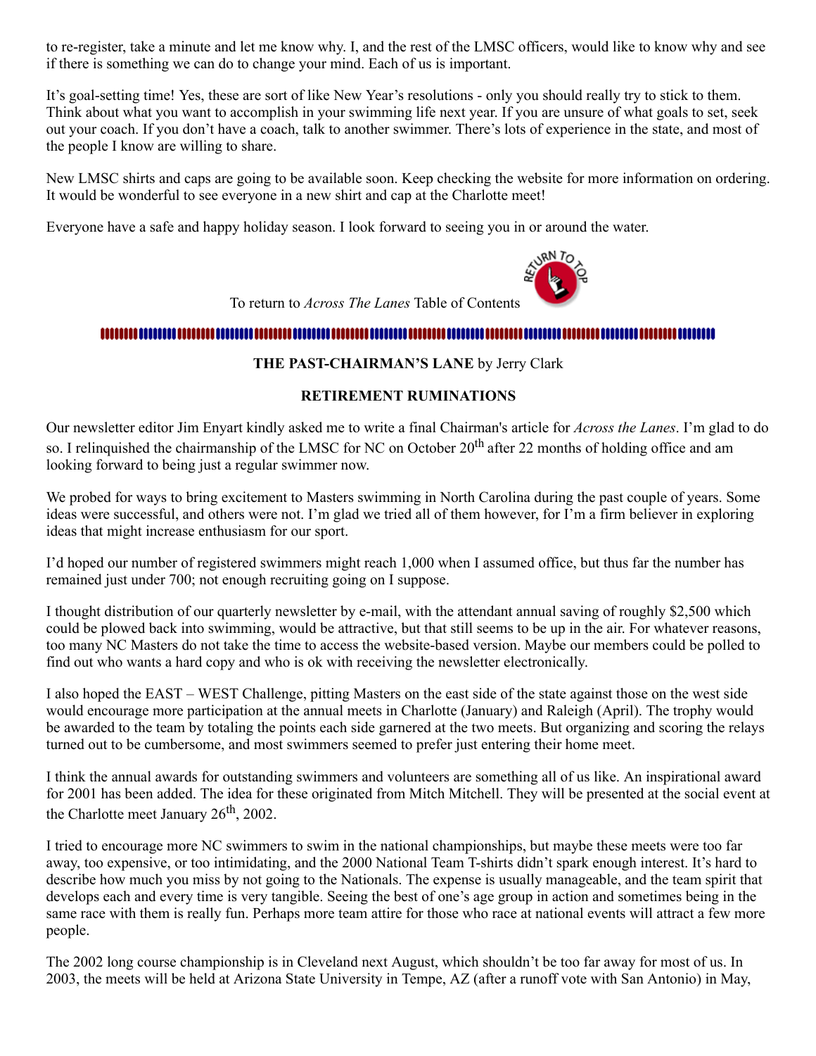to re-register, take a minute and let me know why. I, and the rest of the LMSC officers, would like to know why and see if there is something we can do to change your mind. Each of us is important.

It's goal-setting time! Yes, these are sort of like New Year's resolutions - only you should really try to stick to them. Think about what you want to accomplish in your swimming life next year. If you are unsure of what goals to set, seek out your coach. If you don't have a coach, talk to another swimmer. There's lots of experience in the state, and most of the people I know are willing to share.

New LMSC shirts and caps are going to be available soon. Keep checking the website for more information on ordering. It would be wonderful to see everyone in a new shirt and cap at the Charlotte meet!

Everyone have a safe and happy holiday season. I look forward to seeing you in or around the water.

To return to *Across The Lanes* Table of Contents

**THE PAST-CHAIRMAN'S LANE** by Jerry Clark

**RETIREMENT RUMINATIONS**

Our newsletter editor Jim Enyart kindly asked me to write a final Chairman's article for *Across the Lanes*. I'm glad to do so. I relinquished the chairmanship of the LMSC for NC on October 20th after 22 months of holding office and am looking forward to being just a regular swimmer now.

We probed for ways to bring excitement to Masters swimming in North Carolina during the past couple of years. Some ideas were successful, and others were not. I'm glad we tried all of them however, for I'm a firm believer in exploring ideas that might increase enthusiasm for our sport.

I'd hoped our number of registered swimmers might reach 1,000 when I assumed office, but thus far the number has remained just under 700; not enough recruiting going on I suppose.

I thought distribution of our quarterly newsletter by e-mail, with the attendant annual saving of roughly $2,500 which could be plowed back into swimming, would be attractive, but that still seems to be up in the air. For whatever reasons, too many NC Masters do not take the time to access the website-based version. Maybe our members could be polled to find out who wants a hard copy and who is ok with receiving the newsletter electronically.

I also hoped the EAST – WEST Challenge, pitting Masters on the east side of the state against those on the west side would encourage more participation at the annual meets in Charlotte (January) and Raleigh (April). The trophy would be awarded to the team by totaling the points each side garnered at the two meets. But organizing and scoring the relays turned out to be cumbersome, and most swimmers seemed to prefer just entering their home meet.

I think the annual awards for outstanding swimmers and volunteers are something all of us like. An inspirational award for 2001 has been added. The idea for these originated from Mitch Mitchell. They will be presented at the social event at the Charlotte meet January 26th, 2002.

I tried to encourage more NC swimmers to swim in the national championships, but maybe these meets were too far away, too expensive, or too intimidating, and the 2000 National Team T-shirts didn't spark enough interest. It's hard to describe how much you miss by not going to the Nationals. The expense is usually manageable, and the team spirit that develops each and every time is very tangible. Seeing the best of one's age group in action and sometimes being in the same race with them is really fun. Perhaps more team attire for those who race at national events will attract a few more people.

The 2002 long course championship is in Cleveland next August, which shouldn't be too far away for most of us. In 2003, the meets will be held at Arizona State University in Tempe, AZ (after a runoff vote with San Antonio) in May,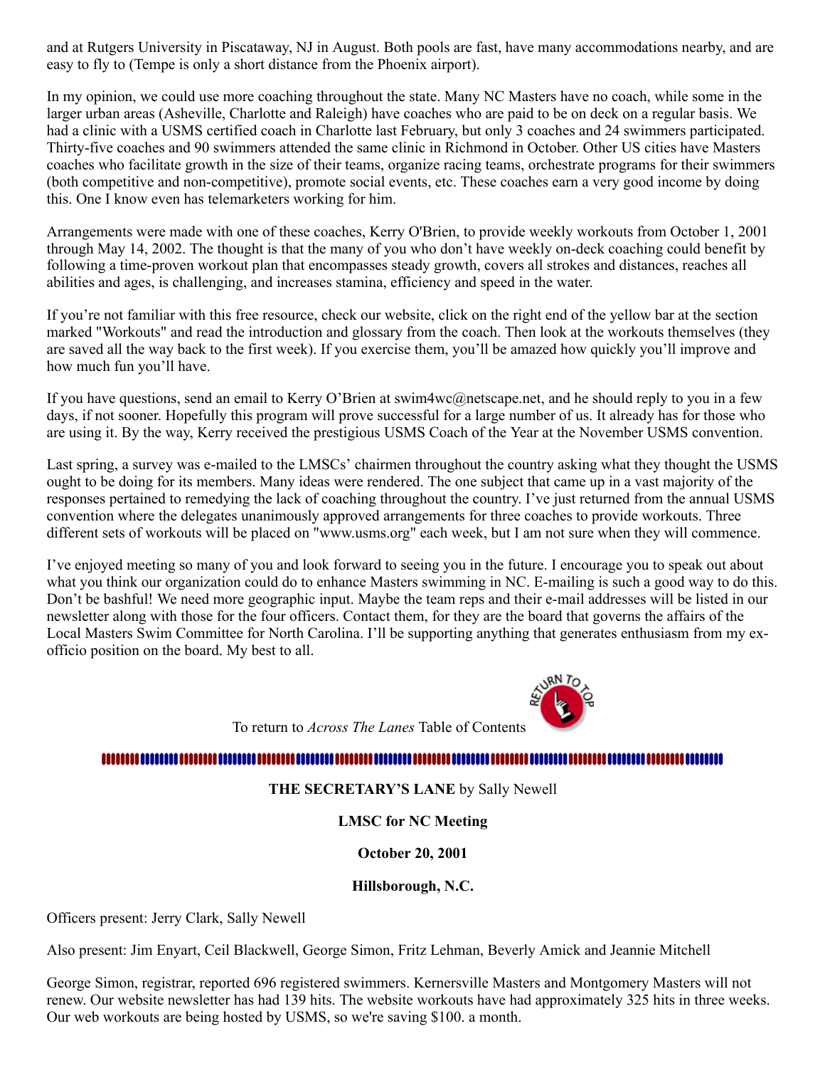and at Rutgers University in Piscataway, NJ in August. Both pools are fast, have many accommodations nearby, and are easy to fly to (Tempe is only a short distance from the Phoenix airport).

In my opinion, we could use more coaching throughout the state. Many NC Masters have no coach, while some in the larger urban areas (Asheville, Charlotte and Raleigh) have coaches who are paid to be on deck on a regular basis. We had a clinic with a USMS certified coach in Charlotte last February, but only 3 coaches and 24 swimmers participated. Thirty-five coaches and 90 swimmers attended the same clinic in Richmond in October. Other US cities have Masters coaches who facilitate growth in the size of their teams, organize racing teams, orchestrate programs for their swimmers (both competitive and non-competitive), promote social events, etc. These coaches earn a very good income by doing this. One I know even has telemarketers working for him.

Arrangements were made with one of these coaches, Kerry O'Brien, to provide weekly workouts from October 1, 2001 through May 14, 2002. The thought is that the many of you who don't have weekly on-deck coaching could benefit by following a time-proven workout plan that encompasses steady growth, covers all strokes and distances, reaches all abilities and ages, is challenging, and increases stamina, efficiency and speed in the water.

If you're not familiar with this free resource, check our website, click on the right end of the yellow bar at the section marked "Workouts" and read the introduction and glossary from the coach. Then look at the workouts themselves (they are saved all the way back to the first week). If you exercise them, you'll be amazed how quickly you'll improve and how much fun you'll have.

If you have questions, send an email to Kerry O'Brien at swim4wc@netscape.net, and he should reply to you in a few days, if not sooner. Hopefully this program will prove successful for a large number of us. It already has for those who are using it. By the way, Kerry received the prestigious USMS Coach of the Year at the November USMS convention.

Last spring, a survey was e-mailed to the LMSCs' chairmen throughout the country asking what they thought the USMS ought to be doing for its members. Many ideas were rendered. The one subject that came up in a vast majority of the responses pertained to remedying the lack of coaching throughout the country. I've just returned from the annual USMS convention where the delegates unanimously approved arrangements for three coaches to provide workouts. Three different sets of workouts will be placed on "www.usms.org" each week, but I am not sure when they will commence.

I've enjoyed meeting so many of you and look forward to seeing you in the future. I encourage you to speak out about what you think our organization could do to enhance Masters swimming in NC. E-mailing is such a good way to do this. Don't be bashful! We need more geographic input. Maybe the team reps and their e-mail addresses will be listed in our newsletter along with those for the four officers. Contact them, for they are the board that governs the affairs of the Local Masters Swim Committee for North Carolina. I'll be supporting anything that generates enthusiasm from my ex-officio position on the board. My best to all.

To return to *Across The Lanes* Table of Contents

**THE SECRETARY'S LANE** by Sally Newell

**LMSC for NC Meeting**

**October 20, 2001**

**Hillsborough, N.C.**

Officers present: Jerry Clark, Sally Newell

Also present: Jim Enyart, Ceil Blackwell, George Simon, Fritz Lehman, Beverly Amick and Jeannie Mitchell

George Simon, registrar, reported 696 registered swimmers. Kernersville Masters and Montgomery Masters will not renew. Our website newsletter has had 139 hits. The website workouts have had approximately 325 hits in three weeks. Our web workouts are being hosted by USMS, so we're saving $100. a month.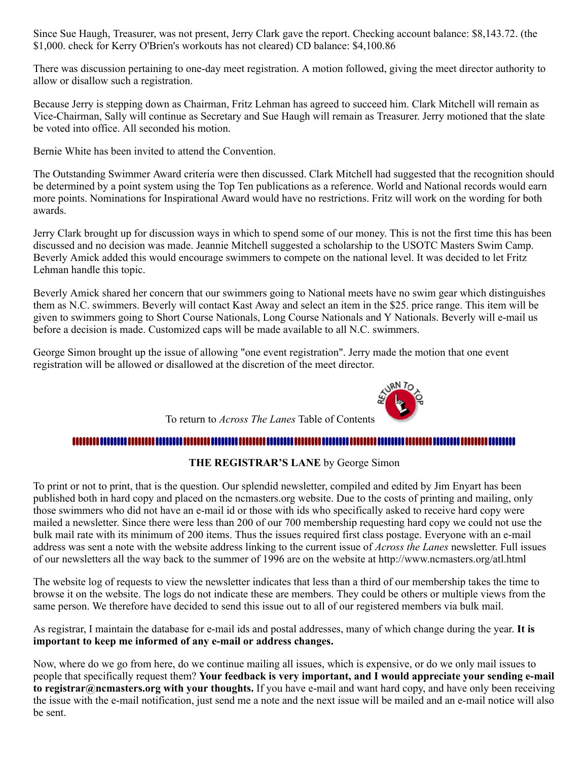Since Sue Haugh, Treasurer, was not present, Jerry Clark gave the report. Checking account balance: $8,143.72. (the $1,000. check for Kerry O'Brien's workouts has not cleared) CD balance: $4,100.86

There was discussion pertaining to one-day meet registration. A motion followed, giving the meet director authority to allow or disallow such a registration.

Because Jerry is stepping down as Chairman, Fritz Lehman has agreed to succeed him. Clark Mitchell will remain as Vice-Chairman, Sally will continue as Secretary and Sue Haugh will remain as Treasurer. Jerry motioned that the slate be voted into office. All seconded his motion.

Bernie White has been invited to attend the Convention.

The Outstanding Swimmer Award criteria were then discussed. Clark Mitchell had suggested that the recognition should be determined by a point system using the Top Ten publications as a reference. World and National records would earn more points. Nominations for Inspirational Award would have no restrictions. Fritz will work on the wording for both awards.

Jerry Clark brought up for discussion ways in which to spend some of our money. This is not the first time this has been discussed and no decision was made. Jeannie Mitchell suggested a scholarship to the USOTC Masters Swim Camp. Beverly Amick added this would encourage swimmers to compete on the national level. It was decided to let Fritz Lehman handle this topic.

Beverly Amick shared her concern that our swimmers going to National meets have no swim gear which distinguishes them as N.C. swimmers. Beverly will contact Kast Away and select an item in the $25. price range. This item will be given to swimmers going to Short Course Nationals, Long Course Nationals and Y Nationals. Beverly will e-mail us before a decision is made. Customized caps will be made available to all N.C. swimmers.

George Simon brought up the issue of allowing "one event registration". Jerry made the motion that one event registration will be allowed or disallowed at the discretion of the meet director.

To return to *Across The Lanes* Table of Contents

---

**THE REGISTRAR'S LANE** by George Simon

To print or not to print, that is the question. Our splendid newsletter, compiled and edited by Jim Enyart has been published both in hard copy and placed on the ncmasters.org website. Due to the costs of printing and mailing, only those swimmers who did not have an e-mail id or those with ids who specifically asked to receive hard copy were mailed a newsletter. Since there were less than 200 of our 700 membership requesting hard copy we could not use the bulk mail rate with its minimum of 200 items. Thus the issues required first class postage. Everyone with an e-mail address was sent a note with the website address linking to the current issue of *Across the Lanes* newsletter. Full issues of our newsletters all the way back to the summer of 1996 are on the website at http://www.ncmasters.org/atl.html

The website log of requests to view the newsletter indicates that less than a third of our membership takes the time to browse it on the website. The logs do not indicate these are members. They could be others or multiple views from the same person. We therefore have decided to send this issue out to all of our registered members via bulk mail.

As registrar, I maintain the database for e-mail ids and postal addresses, many of which change during the year. **It is important to keep me informed of any e-mail or address changes.**

Now, where do we go from here, do we continue mailing all issues, which is expensive, or do we only mail issues to people that specifically request them? **Your feedback is very important, and I would appreciate your sending e-mail to registrar@ncmasters.org with your thoughts.** If you have e-mail and want hard copy, and have only been receiving the issue with the e-mail notification, just send me a note and the next issue will be mailed and an e-mail notice will also be sent.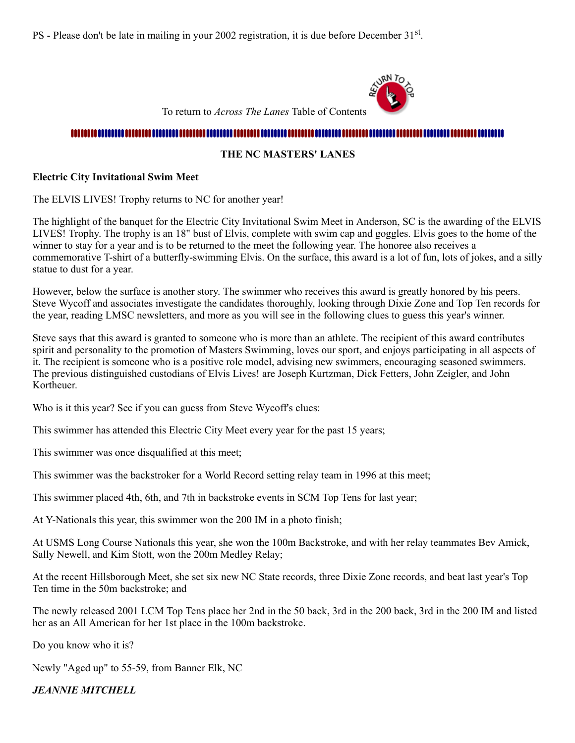PS - Please don't be late in mailing in your 2002 registration, it is due before December 31st.

To return to *Across The Lanes* Table of Contents

### THE NC MASTERS' LANES

**Electric City Invitational Swim Meet**

The ELVIS LIVES! Trophy returns to NC for another year!

The highlight of the banquet for the Electric City Invitational Swim Meet in Anderson, SC is the awarding of the ELVIS LIVES! Trophy. The trophy is an 18" bust of Elvis, complete with swim cap and goggles. Elvis goes to the home of the winner to stay for a year and is to be returned to the meet the following year. The honoree also receives a commemorative T-shirt of a butterfly-swimming Elvis. On the surface, this award is a lot of fun, lots of jokes, and a silly statue to dust for a year.

However, below the surface is another story. The swimmer who receives this award is greatly honored by his peers. Steve Wycoff and associates investigate the candidates thoroughly, looking through Dixie Zone and Top Ten records for the year, reading LMSC newsletters, and more as you will see in the following clues to guess this year's winner.

Steve says that this award is granted to someone who is more than an athlete. The recipient of this award contributes spirit and personality to the promotion of Masters Swimming, loves our sport, and enjoys participating in all aspects of it. The recipient is someone who is a positive role model, advising new swimmers, encouraging seasoned swimmers. The previous distinguished custodians of Elvis Lives! are Joseph Kurtzman, Dick Fetters, John Zeigler, and John Kortheuer.

Who is it this year? See if you can guess from Steve Wycoff's clues:

This swimmer has attended this Electric City Meet every year for the past 15 years;

This swimmer was once disqualified at this meet;

This swimmer was the backstroker for a World Record setting relay team in 1996 at this meet;

This swimmer placed 4th, 6th, and 7th in backstroke events in SCM Top Tens for last year;

At Y-Nationals this year, this swimmer won the 200 IM in a photo finish;

At USMS Long Course Nationals this year, she won the 100m Backstroke, and with her relay teammates Bev Amick, Sally Newell, and Kim Stott, won the 200m Medley Relay;

At the recent Hillsborough Meet, she set six new NC State records, three Dixie Zone records, and beat last year's Top Ten time in the 50m backstroke; and

The newly released 2001 LCM Top Tens place her 2nd in the 50 back, 3rd in the 200 back, 3rd in the 200 IM and listed her as an All American for her 1st place in the 100m backstroke.

Do you know who it is?

Newly "Aged up" to 55-59, from Banner Elk, NC

***JEANNIE MITCHELL***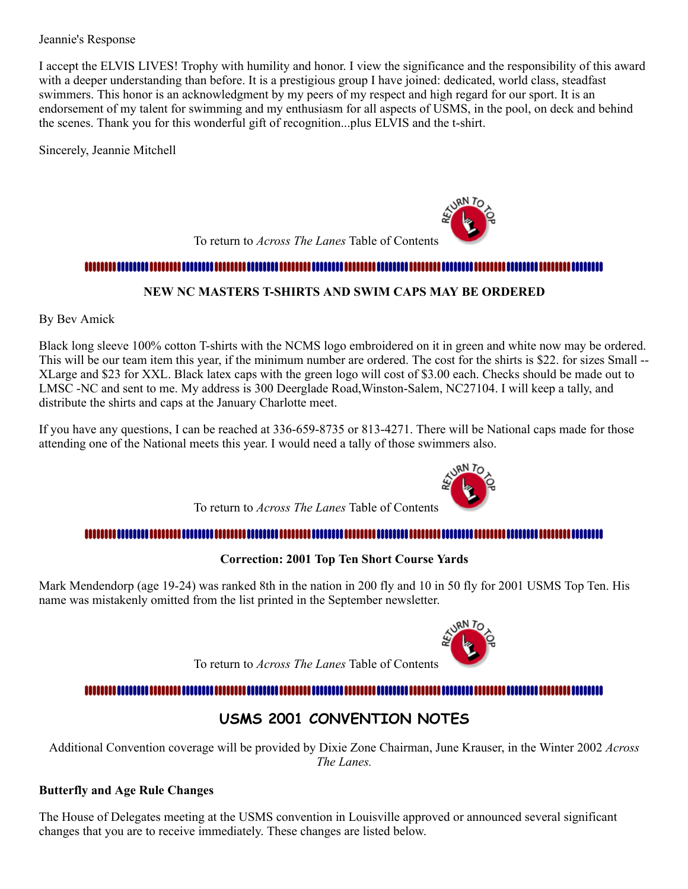Jeannie's Response

I accept the ELVIS LIVES! Trophy with humility and honor. I view the significance and the responsibility of this award with a deeper understanding than before. It is a prestigious group I have joined: dedicated, world class, steadfast swimmers. This honor is an acknowledgment by my peers of my respect and high regard for our sport. It is an endorsement of my talent for swimming and my enthusiasm for all aspects of USMS, in the pool, on deck and behind the scenes. Thank you for this wonderful gift of recognition...plus ELVIS and the t-shirt.

Sincerely, Jeannie Mitchell

To return to *Across The Lanes* Table of Contents

---

**NEW NC MASTERS T-SHIRTS AND SWIM CAPS MAY BE ORDERED**

By Bev Amick

Black long sleeve 100% cotton T-shirts with the NCMS logo embroidered on it in green and white now may be ordered. This will be our team item this year, if the minimum number are ordered. The cost for the shirts is $22. for sizes Small -- XLarge and $23 for XXL. Black latex caps with the green logo will cost of $3.00 each. Checks should be made out to LMSC -NC and sent to me. My address is 300 Deerglade Road,Winston-Salem, NC27104. I will keep a tally, and distribute the shirts and caps at the January Charlotte meet.

If you have any questions, I can be reached at 336-659-8735 or 813-4271. There will be National caps made for those attending one of the National meets this year. I would need a tally of those swimmers also.

To return to *Across The Lanes* Table of Contents

---

**Correction: 2001 Top Ten Short Course Yards**

Mark Mendendorp (age 19-24) was ranked 8th in the nation in 200 fly and 10 in 50 fly for 2001 USMS Top Ten. His name was mistakenly omitted from the list printed in the September newsletter.

To return to *Across The Lanes* Table of Contents

---

## USMS 2001 CONVENTION NOTES

Additional Convention coverage will be provided by Dixie Zone Chairman, June Krauser, in the Winter 2002 *Across The Lanes.*

**Butterfly and Age Rule Changes**

The House of Delegates meeting at the USMS convention in Louisville approved or announced several significant changes that you are to receive immediately. These changes are listed below.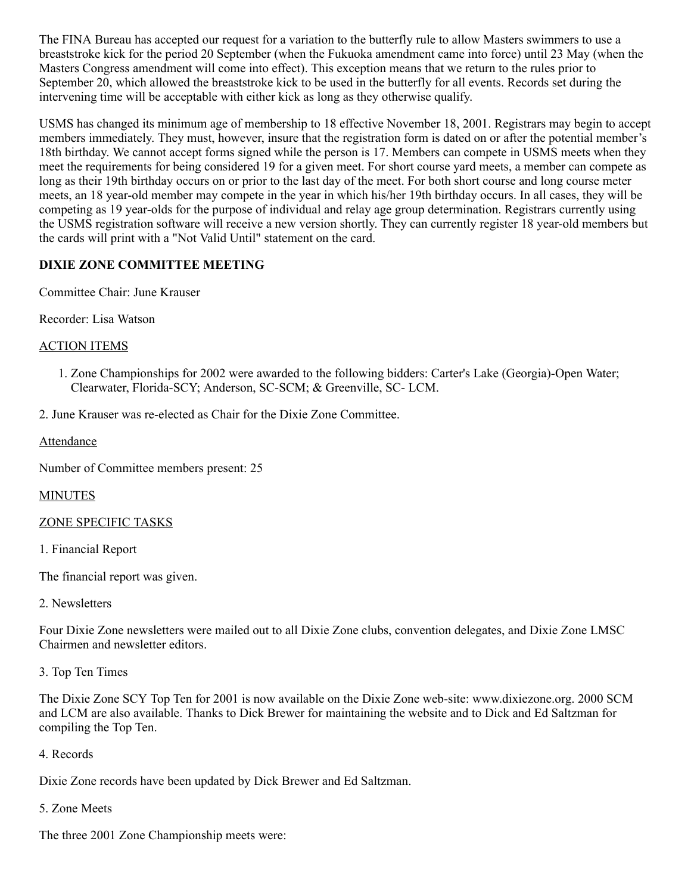The FINA Bureau has accepted our request for a variation to the butterfly rule to allow Masters swimmers to use a breaststroke kick for the period 20 September (when the Fukuoka amendment came into force) until 23 May (when the Masters Congress amendment will come into effect). This exception means that we return to the rules prior to September 20, which allowed the breaststroke kick to be used in the butterfly for all events. Records set during the intervening time will be acceptable with either kick as long as they otherwise qualify.

USMS has changed its minimum age of membership to 18 effective November 18, 2001. Registrars may begin to accept members immediately. They must, however, insure that the registration form is dated on or after the potential member's 18th birthday. We cannot accept forms signed while the person is 17. Members can compete in USMS meets when they meet the requirements for being considered 19 for a given meet. For short course yard meets, a member can compete as long as their 19th birthday occurs on or prior to the last day of the meet. For both short course and long course meter meets, an 18 year-old member may compete in the year in which his/her 19th birthday occurs. In all cases, they will be competing as 19 year-olds for the purpose of individual and relay age group determination. Registrars currently using the USMS registration software will receive a new version shortly. They can currently register 18 year-old members but the cards will print with a "Not Valid Until" statement on the card.

**DIXIE ZONE COMMITTEE MEETING**

Committee Chair: June Krauser

Recorder: Lisa Watson

ACTION ITEMS

1. Zone Championships for 2002 were awarded to the following bidders: Carter's Lake (Georgia)-Open Water; Clearwater, Florida-SCY; Anderson, SC-SCM; & Greenville, SC- LCM.

2. June Krauser was re-elected as Chair for the Dixie Zone Committee.

Attendance

Number of Committee members present: 25

MINUTES

ZONE SPECIFIC TASKS

1. Financial Report

The financial report was given.

2. Newsletters

Four Dixie Zone newsletters were mailed out to all Dixie Zone clubs, convention delegates, and Dixie Zone LMSC Chairmen and newsletter editors.

3. Top Ten Times

The Dixie Zone SCY Top Ten for 2001 is now available on the Dixie Zone web-site: www.dixiezone.org. 2000 SCM and LCM are also available. Thanks to Dick Brewer for maintaining the website and to Dick and Ed Saltzman for compiling the Top Ten.

4. Records

Dixie Zone records have been updated by Dick Brewer and Ed Saltzman.

5. Zone Meets

The three 2001 Zone Championship meets were: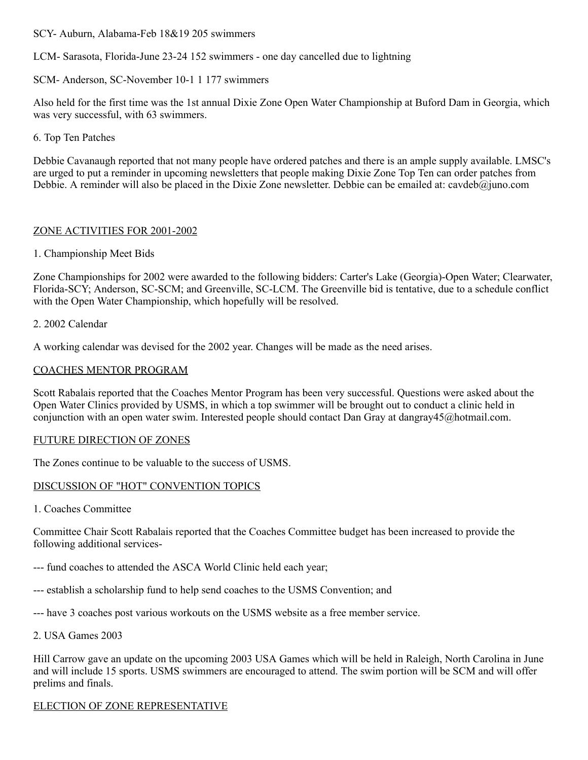SCY- Auburn, Alabama-Feb 18&19 205 swimmers

LCM- Sarasota, Florida-June 23-24 152 swimmers - one day cancelled due to lightning

SCM- Anderson, SC-November 10-1 1 177 swimmers

Also held for the first time was the 1st annual Dixie Zone Open Water Championship at Buford Dam in Georgia, which was very successful, with 63 swimmers.

6. Top Ten Patches

Debbie Cavanaugh reported that not many people have ordered patches and there is an ample supply available. LMSC's are urged to put a reminder in upcoming newsletters that people making Dixie Zone Top Ten can order patches from Debbie. A reminder will also be placed in the Dixie Zone newsletter. Debbie can be emailed at: cavdeb@juno.com

## ZONE ACTIVITIES FOR 2001-2002

1. Championship Meet Bids

Zone Championships for 2002 were awarded to the following bidders: Carter's Lake (Georgia)-Open Water; Clearwater, Florida-SCY; Anderson, SC-SCM; and Greenville, SC-LCM. The Greenville bid is tentative, due to a schedule conflict with the Open Water Championship, which hopefully will be resolved.

2. 2002 Calendar

A working calendar was devised for the 2002 year. Changes will be made as the need arises.

## COACHES MENTOR PROGRAM

Scott Rabalais reported that the Coaches Mentor Program has been very successful. Questions were asked about the Open Water Clinics provided by USMS, in which a top swimmer will be brought out to conduct a clinic held in conjunction with an open water swim. Interested people should contact Dan Gray at dangray45@hotmail.com.

## FUTURE DIRECTION OF ZONES

The Zones continue to be valuable to the success of USMS.

## DISCUSSION OF "HOT" CONVENTION TOPICS

1. Coaches Committee

Committee Chair Scott Rabalais reported that the Coaches Committee budget has been increased to provide the following additional services-

--- fund coaches to attended the ASCA World Clinic held each year;

--- establish a scholarship fund to help send coaches to the USMS Convention; and

--- have 3 coaches post various workouts on the USMS website as a free member service.

2. USA Games 2003

Hill Carrow gave an update on the upcoming 2003 USA Games which will be held in Raleigh, North Carolina in June and will include 15 sports. USMS swimmers are encouraged to attend. The swim portion will be SCM and will offer prelims and finals.

## ELECTION OF ZONE REPRESENTATIVE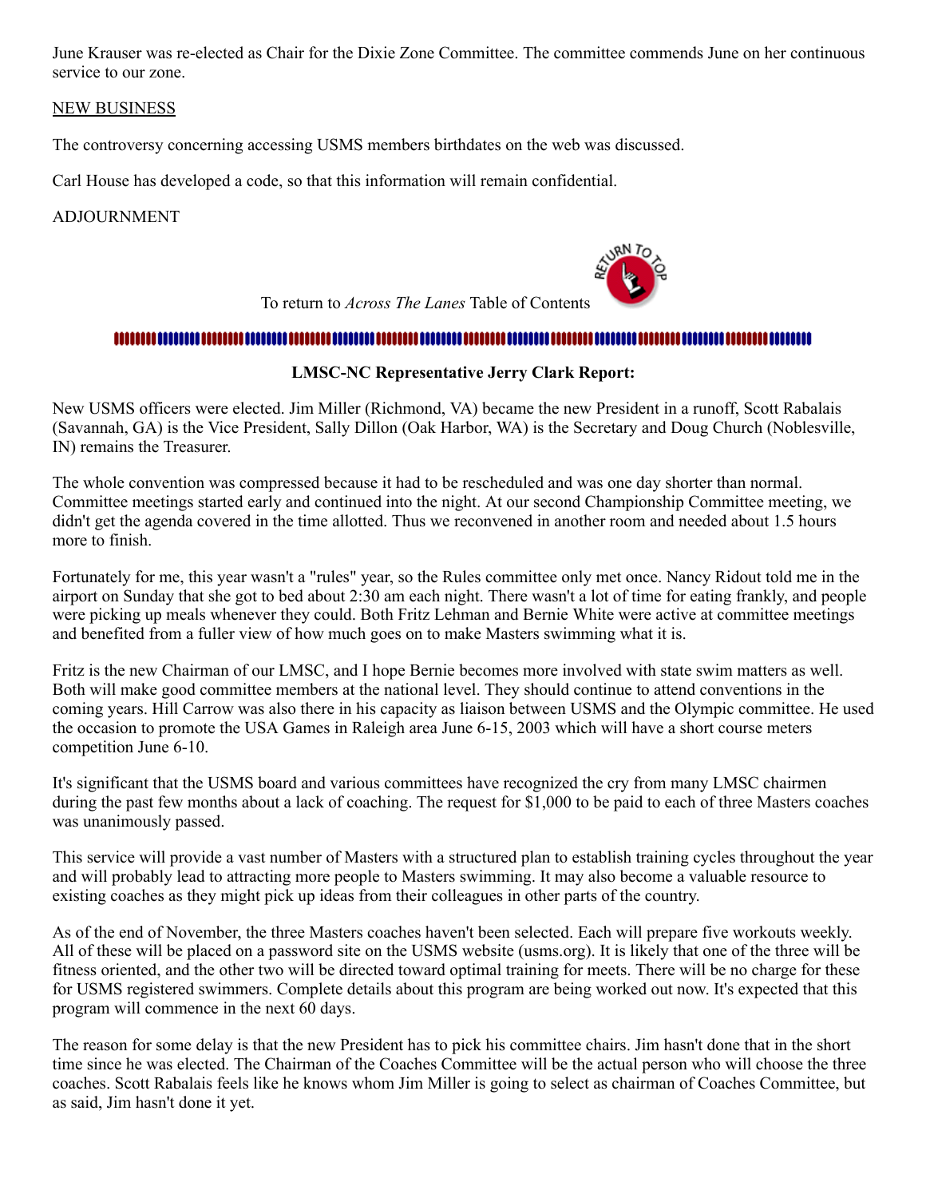June Krauser was re-elected as Chair for the Dixie Zone Committee. The committee commends June on her continuous service to our zone.

NEW BUSINESS

The controversy concerning accessing USMS members birthdates on the web was discussed.

Carl House has developed a code, so that this information will remain confidential.

ADJOURNMENT

To return to *Across The Lanes* Table of Contents

**LMSC-NC Representative Jerry Clark Report:**

New USMS officers were elected. Jim Miller (Richmond, VA) became the new President in a runoff, Scott Rabalais (Savannah, GA) is the Vice President, Sally Dillon (Oak Harbor, WA) is the Secretary and Doug Church (Noblesville, IN) remains the Treasurer.

The whole convention was compressed because it had to be rescheduled and was one day shorter than normal. Committee meetings started early and continued into the night. At our second Championship Committee meeting, we didn't get the agenda covered in the time allotted. Thus we reconvened in another room and needed about 1.5 hours more to finish.

Fortunately for me, this year wasn't a "rules" year, so the Rules committee only met once. Nancy Ridout told me in the airport on Sunday that she got to bed about 2:30 am each night. There wasn't a lot of time for eating frankly, and people were picking up meals whenever they could. Both Fritz Lehman and Bernie White were active at committee meetings and benefited from a fuller view of how much goes on to make Masters swimming what it is.

Fritz is the new Chairman of our LMSC, and I hope Bernie becomes more involved with state swim matters as well. Both will make good committee members at the national level. They should continue to attend conventions in the coming years. Hill Carrow was also there in his capacity as liaison between USMS and the Olympic committee. He used the occasion to promote the USA Games in Raleigh area June 6-15, 2003 which will have a short course meters competition June 6-10.

It's significant that the USMS board and various committees have recognized the cry from many LMSC chairmen during the past few months about a lack of coaching. The request for $1,000 to be paid to each of three Masters coaches was unanimously passed.

This service will provide a vast number of Masters with a structured plan to establish training cycles throughout the year and will probably lead to attracting more people to Masters swimming. It may also become a valuable resource to existing coaches as they might pick up ideas from their colleagues in other parts of the country.

As of the end of November, the three Masters coaches haven't been selected. Each will prepare five workouts weekly. All of these will be placed on a password site on the USMS website (usms.org). It is likely that one of the three will be fitness oriented, and the other two will be directed toward optimal training for meets. There will be no charge for these for USMS registered swimmers. Complete details about this program are being worked out now. It's expected that this program will commence in the next 60 days.

The reason for some delay is that the new President has to pick his committee chairs. Jim hasn't done that in the short time since he was elected. The Chairman of the Coaches Committee will be the actual person who will choose the three coaches. Scott Rabalais feels like he knows whom Jim Miller is going to select as chairman of Coaches Committee, but as said, Jim hasn't done it yet.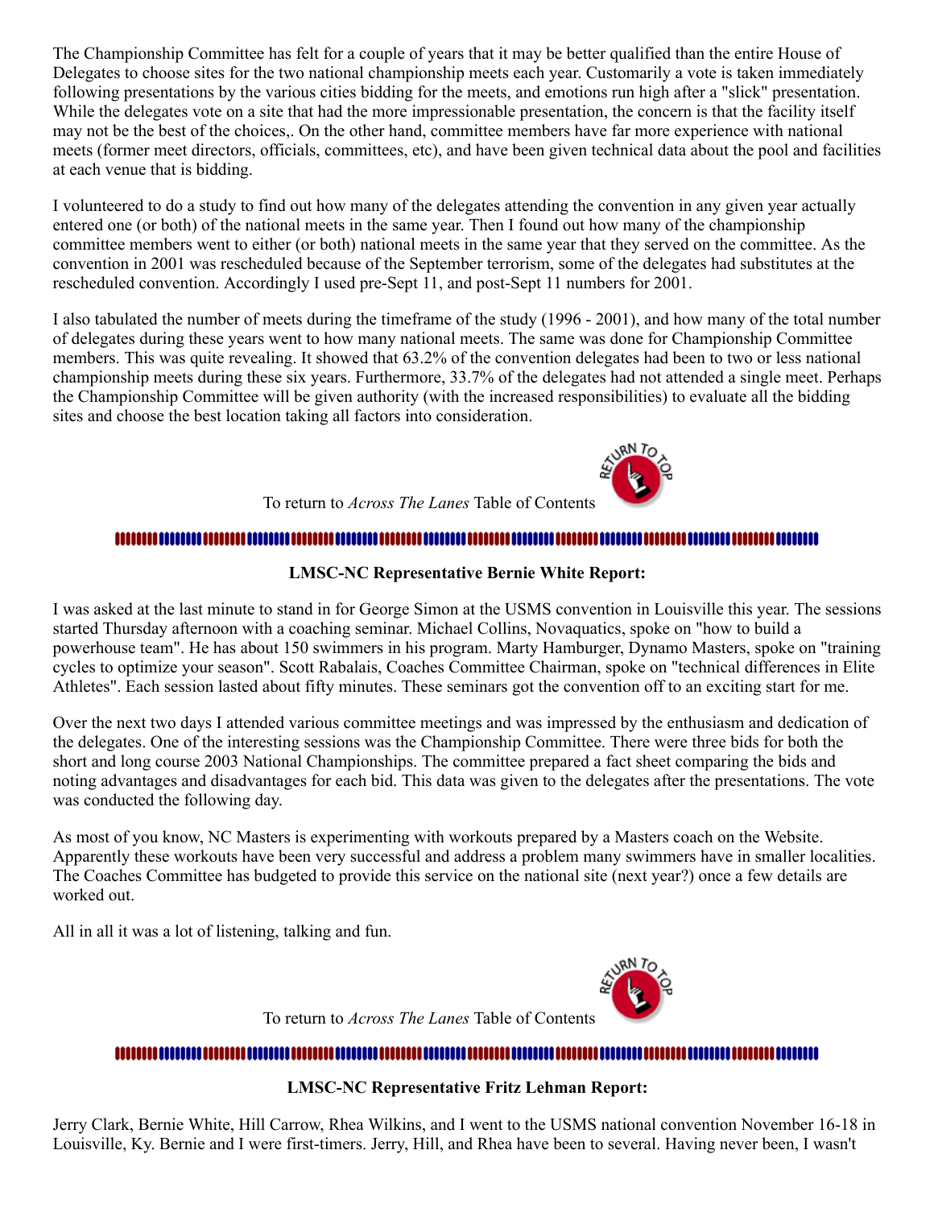The Championship Committee has felt for a couple of years that it may be better qualified than the entire House of Delegates to choose sites for the two national championship meets each year. Customarily a vote is taken immediately following presentations by the various cities bidding for the meets, and emotions run high after a "slick" presentation. While the delegates vote on a site that had the more impressionable presentation, the concern is that the facility itself may not be the best of the choices,. On the other hand, committee members have far more experience with national meets (former meet directors, officials, committees, etc), and have been given technical data about the pool and facilities at each venue that is bidding.

I volunteered to do a study to find out how many of the delegates attending the convention in any given year actually entered one (or both) of the national meets in the same year. Then I found out how many of the championship committee members went to either (or both) national meets in the same year that they served on the committee. As the convention in 2001 was rescheduled because of the September terrorism, some of the delegates had substitutes at the rescheduled convention. Accordingly I used pre-Sept 11, and post-Sept 11 numbers for 2001.

I also tabulated the number of meets during the timeframe of the study (1996 - 2001), and how many of the total number of delegates during these years went to how many national meets. The same was done for Championship Committee members. This was quite revealing. It showed that 63.2% of the convention delegates had been to two or less national championship meets during these six years. Furthermore, 33.7% of the delegates had not attended a single meet. Perhaps the Championship Committee will be given authority (with the increased responsibilities) to evaluate all the bidding sites and choose the best location taking all factors into consideration.

To return to *Across The Lanes* Table of Contents

### LMSC-NC Representative Bernie White Report:

I was asked at the last minute to stand in for George Simon at the USMS convention in Louisville this year. The sessions started Thursday afternoon with a coaching seminar. Michael Collins, Novaquatics, spoke on "how to build a powerhouse team". He has about 150 swimmers in his program. Marty Hamburger, Dynamo Masters, spoke on "training cycles to optimize your season". Scott Rabalais, Coaches Committee Chairman, spoke on "technical differences in Elite Athletes". Each session lasted about fifty minutes. These seminars got the convention off to an exciting start for me.

Over the next two days I attended various committee meetings and was impressed by the enthusiasm and dedication of the delegates. One of the interesting sessions was the Championship Committee. There were three bids for both the short and long course 2003 National Championships. The committee prepared a fact sheet comparing the bids and noting advantages and disadvantages for each bid. This data was given to the delegates after the presentations. The vote was conducted the following day.

As most of you know, NC Masters is experimenting with workouts prepared by a Masters coach on the Website. Apparently these workouts have been very successful and address a problem many swimmers have in smaller localities. The Coaches Committee has budgeted to provide this service on the national site (next year?) once a few details are worked out.

All in all it was a lot of listening, talking and fun.

To return to *Across The Lanes* Table of Contents

### LMSC-NC Representative Fritz Lehman Report:

Jerry Clark, Bernie White, Hill Carrow, Rhea Wilkins, and I went to the USMS national convention November 16-18 in Louisville, Ky. Bernie and I were first-timers. Jerry, Hill, and Rhea have been to several. Having never been, I wasn't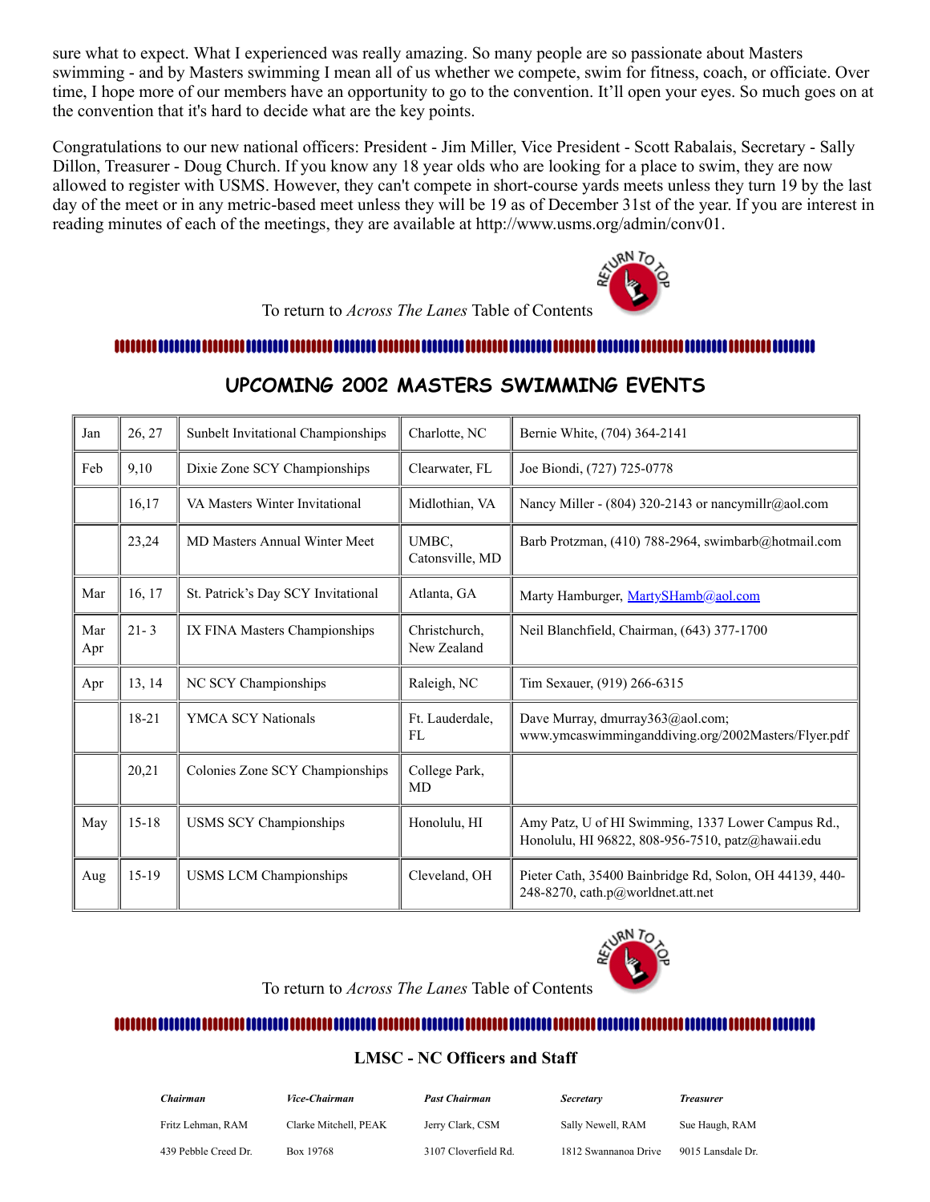sure what to expect. What I experienced was really amazing. So many people are so passionate about Masters swimming - and by Masters swimming I mean all of us whether we compete, swim for fitness, coach, or officiate. Over time, I hope more of our members have an opportunity to go to the convention. It'll open your eyes. So much goes on at the convention that it's hard to decide what are the key points.

Congratulations to our new national officers: President - Jim Miller, Vice President - Scott Rabalais, Secretary - Sally Dillon, Treasurer - Doug Church. If you know any 18 year olds who are looking for a place to swim, they are now allowed to register with USMS. However, they can't compete in short-course yards meets unless they turn 19 by the last day of the meet or in any metric-based meet unless they will be 19 as of December 31st of the year. If you are interest in reading minutes of each of the meetings, they are available at http://www.usms.org/admin/conv01.

To return to *Across The Lanes* Table of Contents

## UPCOMING 2002 MASTERS SWIMMING EVENTS

| Month | Dates | Event | Location | Contact |
|---|---|---|---|---|
| Jan | 26, 27 | Sunbelt Invitational Championships | Charlotte, NC | Bernie White, (704) 364-2141 |
| Feb | 9,10 | Dixie Zone SCY Championships | Clearwater, FL | Joe Biondi, (727) 725-0778 |
| | 16,17 | VA Masters Winter Invitational | Midlothian, VA | Nancy Miller - (804) 320-2143 or nancymillr@aol.com |
| | 23,24 | MD Masters Annual Winter Meet | UMBC, Catonsville, MD | Barb Protzman, (410) 788-2964, swimbarb@hotmail.com |
| Mar | 16, 17 | St. Patrick's Day SCY Invitational | Atlanta, GA | Marty Hamburger, MartySHamb@aol.com |
| Mar Apr | 21- 3 | IX FINA Masters Championships | Christchurch, New Zealand | Neil Blanchfield, Chairman, (643) 377-1700 |
| Apr | 13, 14 | NC SCY Championships | Raleigh, NC | Tim Sexauer, (919) 266-6315 |
| | 18-21 | YMCA SCY Nationals | Ft. Lauderdale, FL | Dave Murray, dmurray363@aol.com; www.ymcaswimminganddiving.org/2002Masters/Flyer.pdf |
| | 20,21 | Colonies Zone SCY Championships | College Park, MD | |
| May | 15-18 | USMS SCY Championships | Honolulu, HI | Amy Patz, U of HI Swimming, 1337 Lower Campus Rd., Honolulu, HI 96822, 808-956-7510, patz@hawaii.edu |
| Aug | 15-19 | USMS LCM Championships | Cleveland, OH | Pieter Cath, 35400 Bainbridge Rd, Solon, OH 44139, 440-248-8270, cath.p@worldnet.att.net |

To return to *Across The Lanes* Table of Contents

## LMSC - NC Officers and Staff

| *Chairman* | *Vice-Chairman* | *Past Chairman* | *Secretary* | *Treasurer* |
|---|---|---|---|---|
| Fritz Lehman, RAM | Clarke Mitchell, PEAK | Jerry Clark, CSM | Sally Newell, RAM | Sue Haugh, RAM |
| 439 Pebble Creed Dr. | Box 19768 | 3107 Cloverfield Rd. | 1812 Swannanoa Drive | 9015 Lansdale Dr. |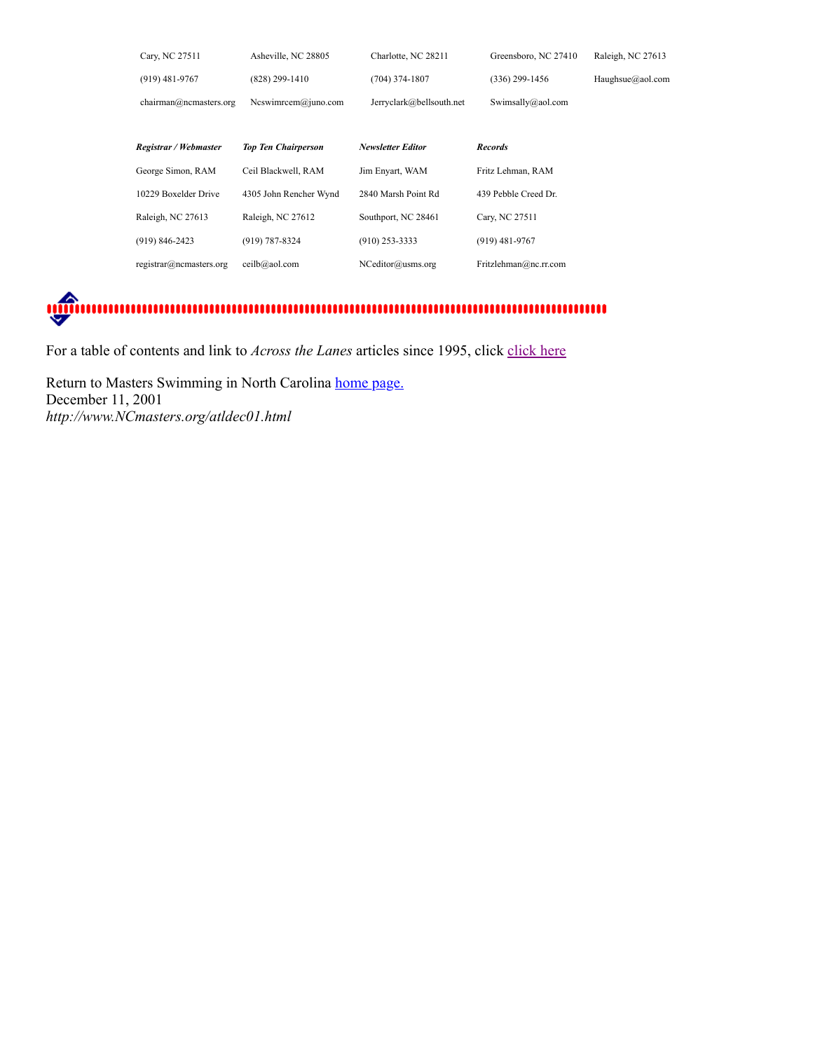| | | | | |
|---|---|---|---|---|
| Cary, NC 27511 | Asheville, NC 28805 | Charlotte, NC 28211 | Greensboro, NC 27410 | Raleigh, NC 27613 |
| (919) 481-9767 | (828) 299-1410 | (704) 374-1807 | (336) 299-1456 | Haughsue@aol.com |
| chairman@ncmasters.org | Ncswimrcem@juno.com | Jerryclark@bellsouth.net | Swimsally@aol.com | |

| ***Registrar / Webmaster*** | ***Top Ten Chairperson*** | ***Newsletter Editor*** | ***Records*** |
|---|---|---|---|
| George Simon, RAM | Ceil Blackwell, RAM | Jim Enyart, WAM | Fritz Lehman, RAM |
| 10229 Boxelder Drive | 4305 John Rencher Wynd | 2840 Marsh Point Rd | 439 Pebble Creed Dr. |
| Raleigh, NC 27613 | Raleigh, NC 27612 | Southport, NC 28461 | Cary, NC 27511 |
| (919) 846-2423 | (919) 787-8324 | (910) 253-3333 | (919) 481-9767 |
| registrar@ncmasters.org | ceilb@aol.com | NCeditor@usms.org | Fritzlehman@nc.rr.com |

For a table of contents and link to *Across the Lanes* articles since 1995, click click here

Return to Masters Swimming in North Carolina home page.
December 11, 2001
*http://www.NCmasters.org/atldec01.html*